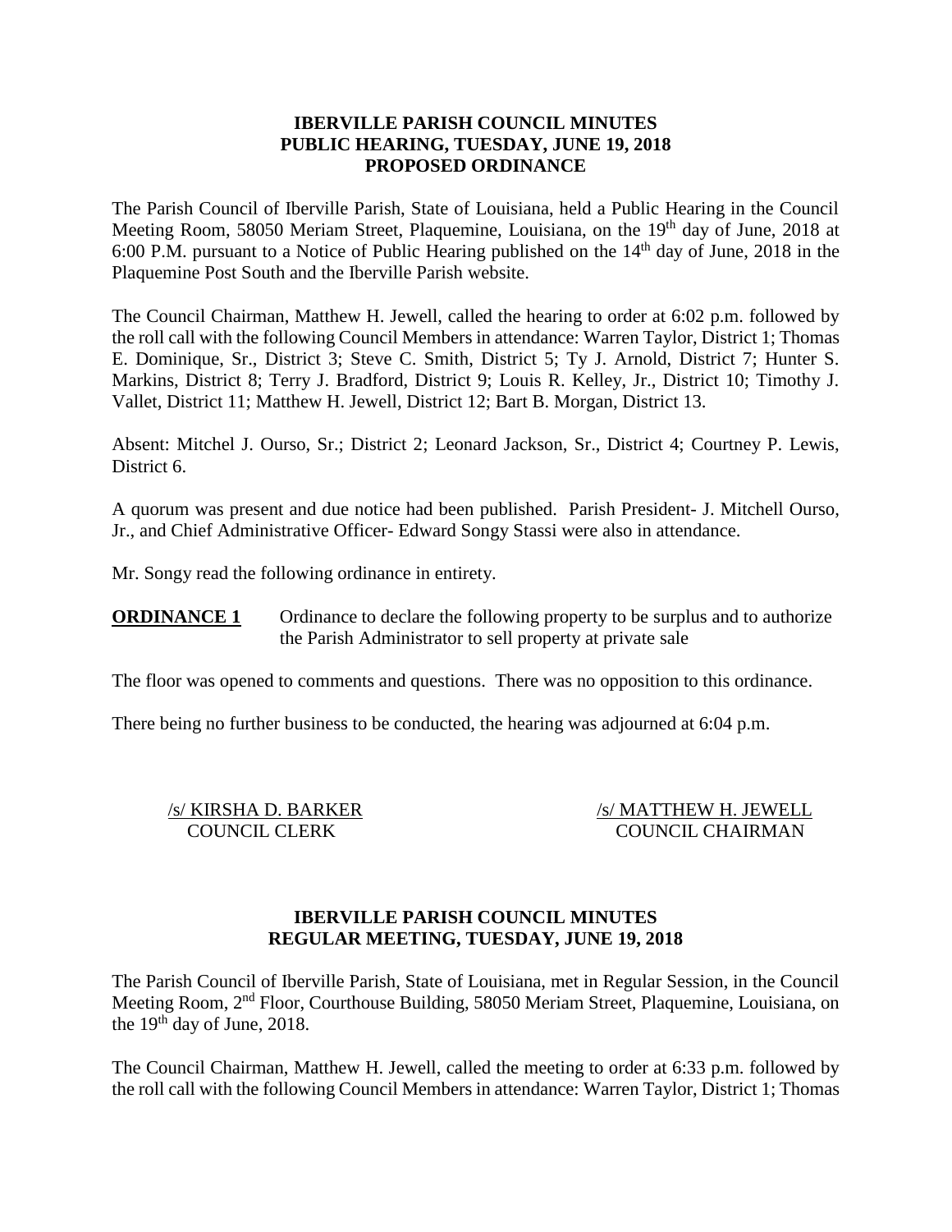**IBERVILLE PARISH COUNCIL MINUTES**
**PUBLIC HEARING, TUESDAY, JUNE 19, 2018**
**PROPOSED ORDINANCE**

The Parish Council of Iberville Parish, State of Louisiana, held a Public Hearing in the Council Meeting Room, 58050 Meriam Street, Plaquemine, Louisiana, on the 19th day of June, 2018 at 6:00 P.M. pursuant to a Notice of Public Hearing published on the 14th day of June, 2018 in the Plaquemine Post South and the Iberville Parish website.

The Council Chairman, Matthew H. Jewell, called the hearing to order at 6:02 p.m. followed by the roll call with the following Council Members in attendance: Warren Taylor, District 1; Thomas E. Dominique, Sr., District 3; Steve C. Smith, District 5; Ty J. Arnold, District 7; Hunter S. Markins, District 8; Terry J. Bradford, District 9; Louis R. Kelley, Jr., District 10; Timothy J. Vallet, District 11; Matthew H. Jewell, District 12; Bart B. Morgan, District 13.

Absent: Mitchel J. Ourso, Sr.; District 2; Leonard Jackson, Sr., District 4; Courtney P. Lewis, District 6.

A quorum was present and due notice had been published. Parish President- J. Mitchell Ourso, Jr., and Chief Administrative Officer- Edward Songy Stassi were also in attendance.

Mr. Songy read the following ordinance in entirety.

**ORDINANCE 1** Ordinance to declare the following property to be surplus and to authorize the Parish Administrator to sell property at private sale

The floor was opened to comments and questions. There was no opposition to this ordinance.

There being no further business to be conducted, the hearing was adjourned at 6:04 p.m.

/s/ KIRSHA D. BARKER
COUNCIL CLERK

/s/ MATTHEW H. JEWELL
COUNCIL CHAIRMAN

**IBERVILLE PARISH COUNCIL MINUTES**
**REGULAR MEETING, TUESDAY, JUNE 19, 2018**

The Parish Council of Iberville Parish, State of Louisiana, met in Regular Session, in the Council Meeting Room, 2nd Floor, Courthouse Building, 58050 Meriam Street, Plaquemine, Louisiana, on the 19th day of June, 2018.

The Council Chairman, Matthew H. Jewell, called the meeting to order at 6:33 p.m. followed by the roll call with the following Council Members in attendance: Warren Taylor, District 1; Thomas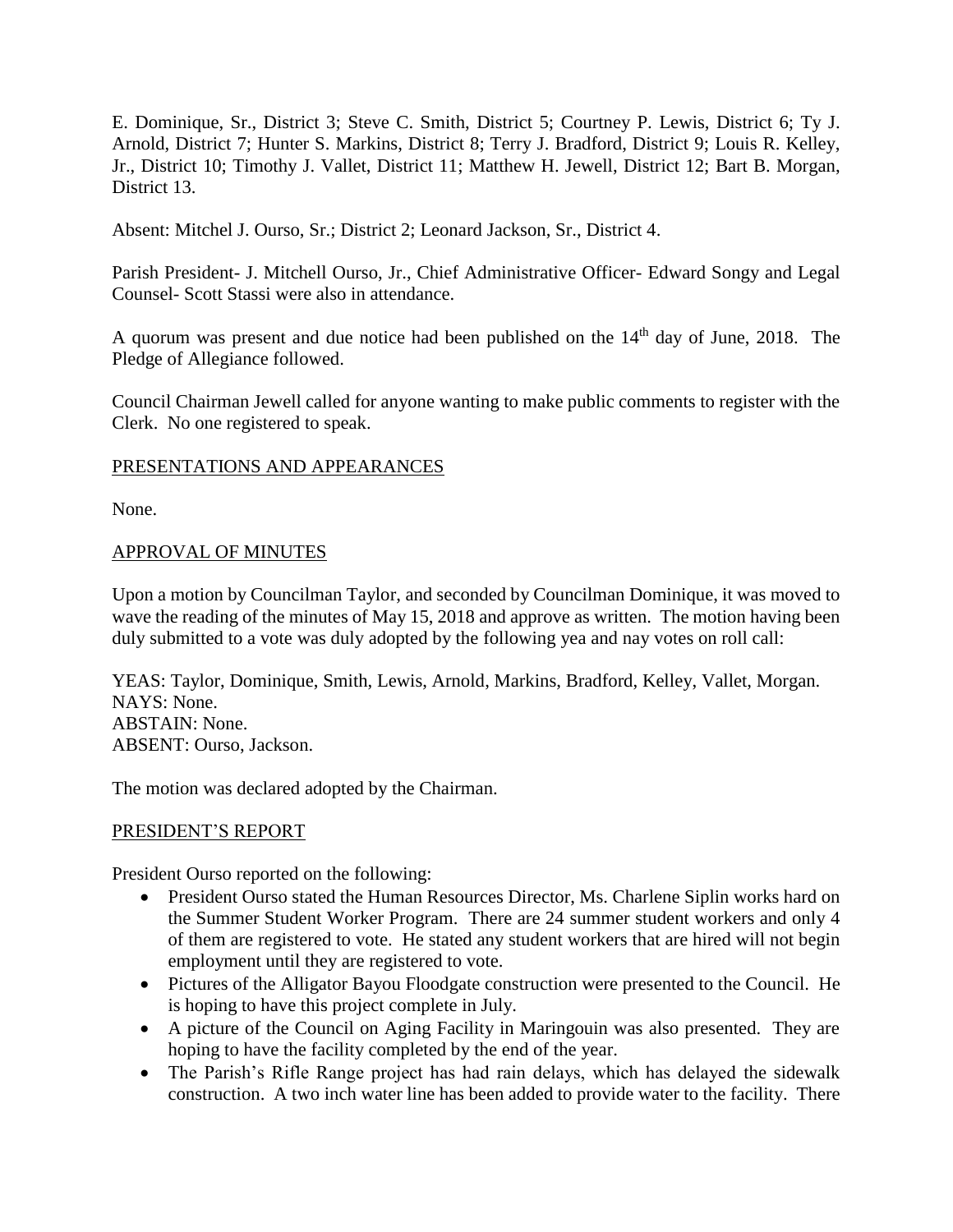E. Dominique, Sr., District 3; Steve C. Smith, District 5; Courtney P. Lewis, District 6; Ty J. Arnold, District 7; Hunter S. Markins, District 8; Terry J. Bradford, District 9; Louis R. Kelley, Jr., District 10; Timothy J. Vallet, District 11; Matthew H. Jewell, District 12; Bart B. Morgan, District 13.

Absent: Mitchel J. Ourso, Sr.; District 2; Leonard Jackson, Sr., District 4.

Parish President- J. Mitchell Ourso, Jr., Chief Administrative Officer- Edward Songy and Legal Counsel- Scott Stassi were also in attendance.

A quorum was present and due notice had been published on the 14th day of June, 2018. The Pledge of Allegiance followed.

Council Chairman Jewell called for anyone wanting to make public comments to register with the Clerk. No one registered to speak.

## PRESENTATIONS AND APPEARANCES

None.

## APPROVAL OF MINUTES

Upon a motion by Councilman Taylor, and seconded by Councilman Dominique, it was moved to wave the reading of the minutes of May 15, 2018 and approve as written. The motion having been duly submitted to a vote was duly adopted by the following yea and nay votes on roll call:

YEAS: Taylor, Dominique, Smith, Lewis, Arnold, Markins, Bradford, Kelley, Vallet, Morgan.
NAYS: None.
ABSTAIN: None.
ABSENT: Ourso, Jackson.

The motion was declared adopted by the Chairman.

## PRESIDENT'S REPORT

President Ourso reported on the following:

- President Ourso stated the Human Resources Director, Ms. Charlene Siplin works hard on the Summer Student Worker Program. There are 24 summer student workers and only 4 of them are registered to vote. He stated any student workers that are hired will not begin employment until they are registered to vote.
- Pictures of the Alligator Bayou Floodgate construction were presented to the Council. He is hoping to have this project complete in July.
- A picture of the Council on Aging Facility in Maringouin was also presented. They are hoping to have the facility completed by the end of the year.
- The Parish's Rifle Range project has had rain delays, which has delayed the sidewalk construction. A two inch water line has been added to provide water to the facility. There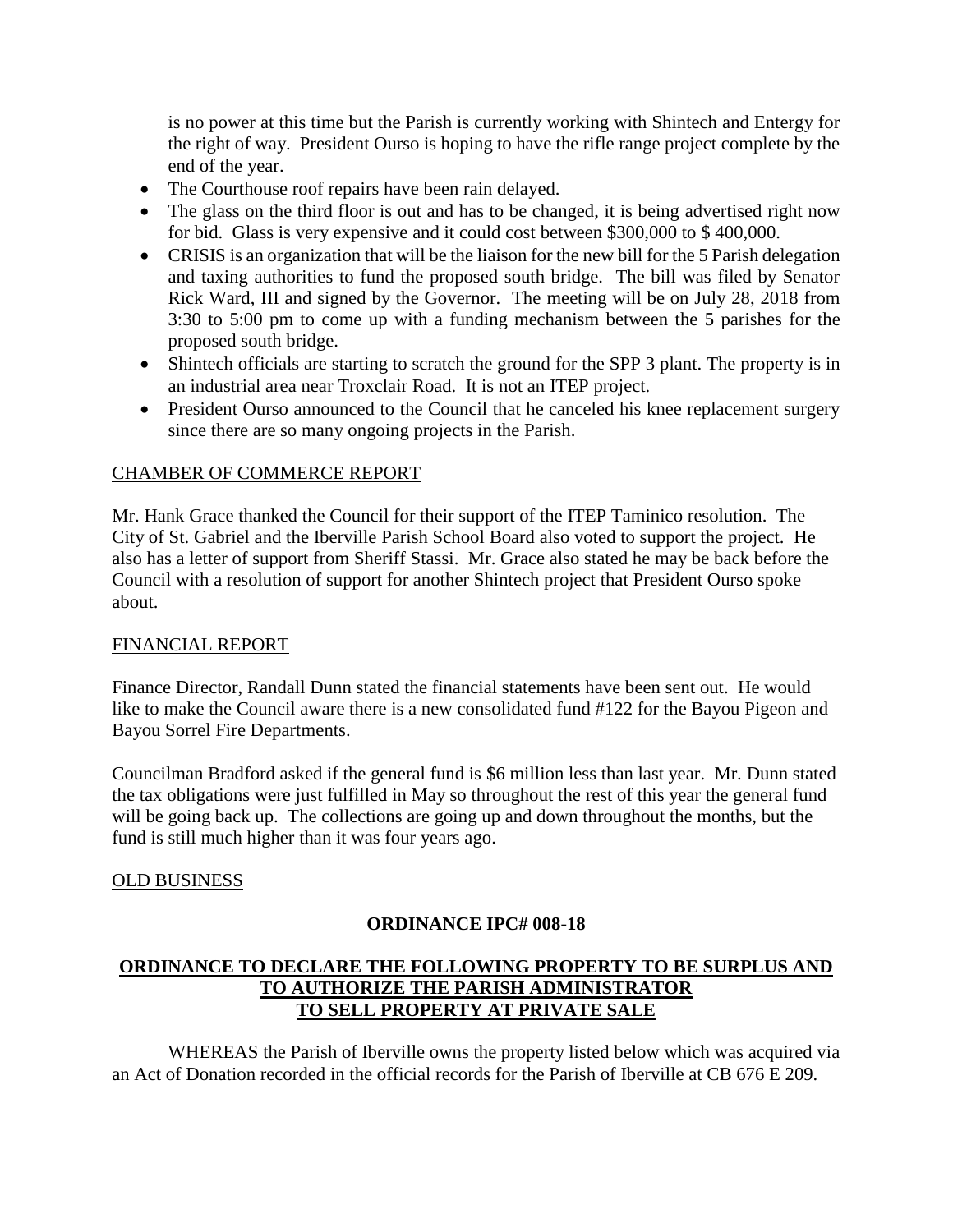is no power at this time but the Parish is currently working with Shintech and Entergy for the right of way. President Ourso is hoping to have the rifle range project complete by the end of the year.

- The Courthouse roof repairs have been rain delayed.
- The glass on the third floor is out and has to be changed, it is being advertised right now for bid. Glass is very expensive and it could cost between $300,000 to $ 400,000.
- CRISIS is an organization that will be the liaison for the new bill for the 5 Parish delegation and taxing authorities to fund the proposed south bridge. The bill was filed by Senator Rick Ward, III and signed by the Governor. The meeting will be on July 28, 2018 from 3:30 to 5:00 pm to come up with a funding mechanism between the 5 parishes for the proposed south bridge.
- Shintech officials are starting to scratch the ground for the SPP 3 plant. The property is in an industrial area near Troxclair Road. It is not an ITEP project.
- President Ourso announced to the Council that he canceled his knee replacement surgery since there are so many ongoing projects in the Parish.

## CHAMBER OF COMMERCE REPORT

Mr. Hank Grace thanked the Council for their support of the ITEP Taminico resolution. The City of St. Gabriel and the Iberville Parish School Board also voted to support the project. He also has a letter of support from Sheriff Stassi. Mr. Grace also stated he may be back before the Council with a resolution of support for another Shintech project that President Ourso spoke about.

## FINANCIAL REPORT

Finance Director, Randall Dunn stated the financial statements have been sent out. He would like to make the Council aware there is a new consolidated fund #122 for the Bayou Pigeon and Bayou Sorrel Fire Departments.

Councilman Bradford asked if the general fund is $6 million less than last year. Mr. Dunn stated the tax obligations were just fulfilled in May so throughout the rest of this year the general fund will be going back up. The collections are going up and down throughout the months, but the fund is still much higher than it was four years ago.

## OLD BUSINESS

**ORDINANCE IPC# 008-18**

**ORDINANCE TO DECLARE THE FOLLOWING PROPERTY TO BE SURPLUS AND TO AUTHORIZE THE PARISH ADMINISTRATOR TO SELL PROPERTY AT PRIVATE SALE**

WHEREAS the Parish of Iberville owns the property listed below which was acquired via an Act of Donation recorded in the official records for the Parish of Iberville at CB 676 E 209.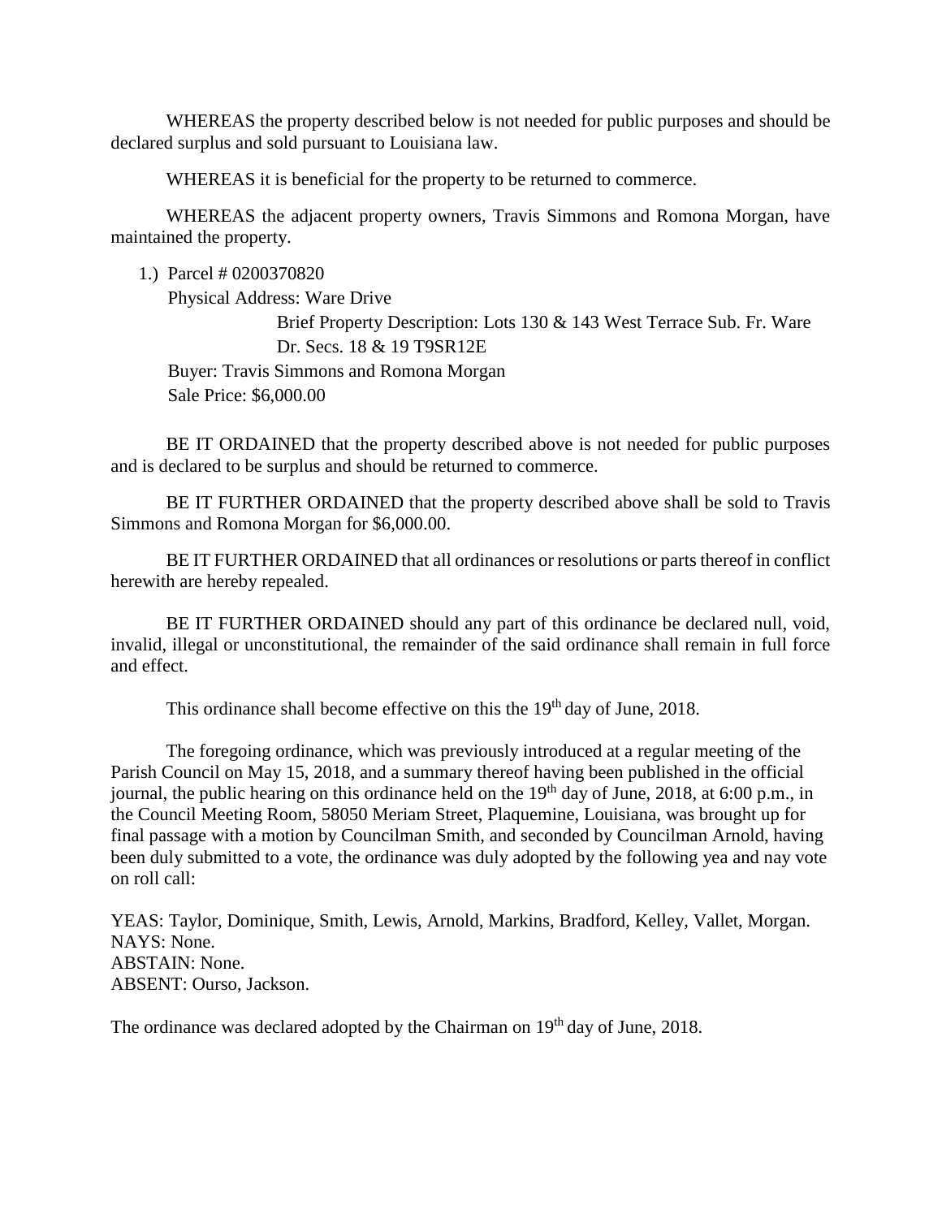WHEREAS the property described below is not needed for public purposes and should be declared surplus and sold pursuant to Louisiana law.

WHEREAS it is beneficial for the property to be returned to commerce.

WHEREAS the adjacent property owners, Travis Simmons and Romona Morgan, have maintained the property.

1.) Parcel # 0200370820
    Physical Address: Ware Drive
    Brief Property Description: Lots 130 & 143 West Terrace Sub. Fr. Ware Dr. Secs. 18 & 19 T9SR12E
    Buyer: Travis Simmons and Romona Morgan
    Sale Price: $6,000.00

BE IT ORDAINED that the property described above is not needed for public purposes and is declared to be surplus and should be returned to commerce.

BE IT FURTHER ORDAINED that the property described above shall be sold to Travis Simmons and Romona Morgan for $6,000.00.

BE IT FURTHER ORDAINED that all ordinances or resolutions or parts thereof in conflict herewith are hereby repealed.

BE IT FURTHER ORDAINED should any part of this ordinance be declared null, void, invalid, illegal or unconstitutional, the remainder of the said ordinance shall remain in full force and effect.

This ordinance shall become effective on this the 19th day of June, 2018.

The foregoing ordinance, which was previously introduced at a regular meeting of the Parish Council on May 15, 2018, and a summary thereof having been published in the official journal, the public hearing on this ordinance held on the 19th day of June, 2018, at 6:00 p.m., in the Council Meeting Room, 58050 Meriam Street, Plaquemine, Louisiana, was brought up for final passage with a motion by Councilman Smith, and seconded by Councilman Arnold, having been duly submitted to a vote, the ordinance was duly adopted by the following yea and nay vote on roll call:

YEAS: Taylor, Dominique, Smith, Lewis, Arnold, Markins, Bradford, Kelley, Vallet, Morgan.
NAYS: None.
ABSTAIN: None.
ABSENT: Ourso, Jackson.

The ordinance was declared adopted by the Chairman on 19th day of June, 2018.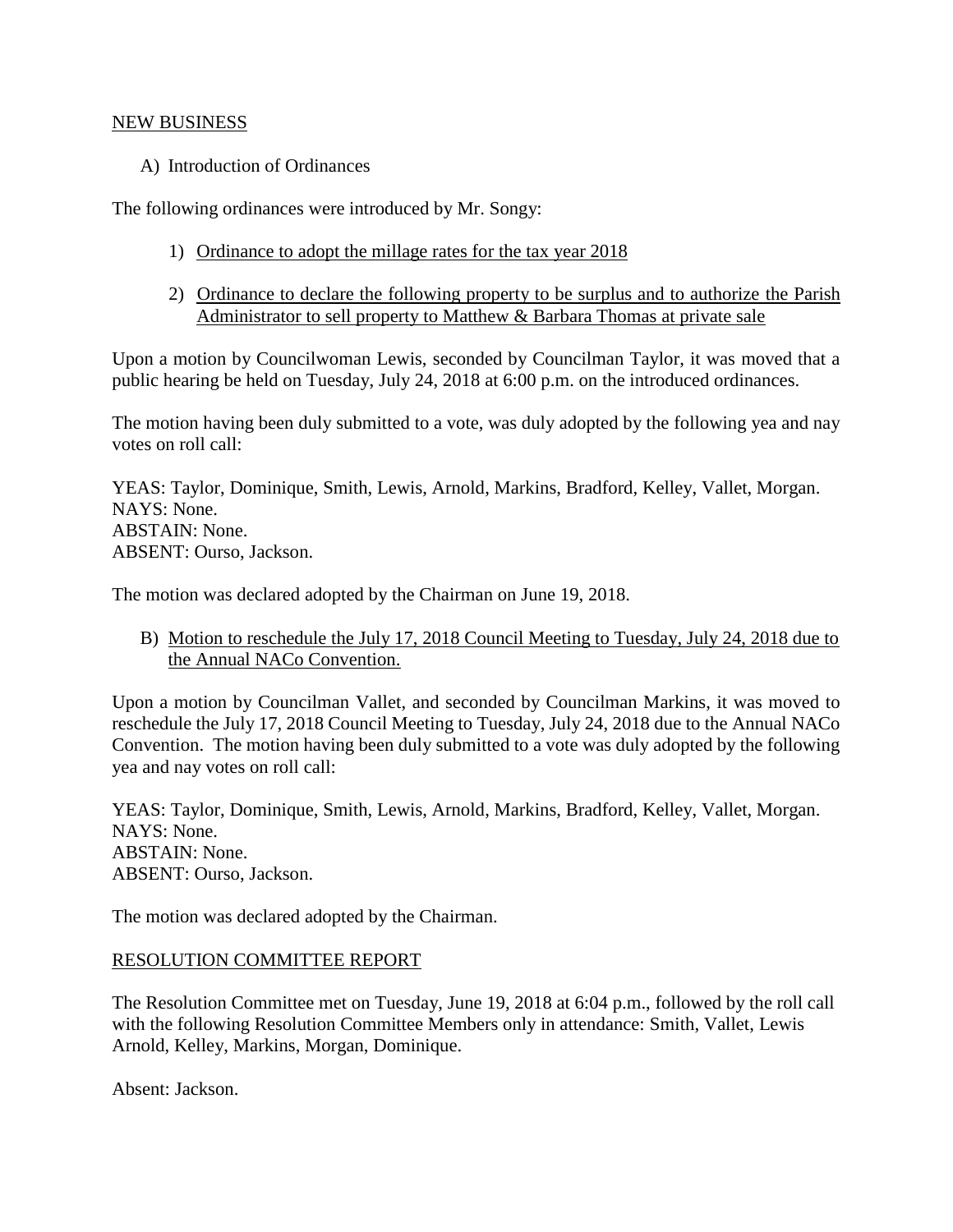<u>NEW BUSINESS</u>

A) Introduction of Ordinances

The following ordinances were introduced by Mr. Songy:

1) <u>Ordinance to adopt the millage rates for the tax year 2018</u>

2) <u>Ordinance to declare the following property to be surplus and to authorize the Parish Administrator to sell property to Matthew & Barbara Thomas at private sale</u>

Upon a motion by Councilwoman Lewis, seconded by Councilman Taylor, it was moved that a public hearing be held on Tuesday, July 24, 2018 at 6:00 p.m. on the introduced ordinances.

The motion having been duly submitted to a vote, was duly adopted by the following yea and nay votes on roll call:

YEAS: Taylor, Dominique, Smith, Lewis, Arnold, Markins, Bradford, Kelley, Vallet, Morgan.
NAYS: None.
ABSTAIN: None.
ABSENT: Ourso, Jackson.

The motion was declared adopted by the Chairman on June 19, 2018.

B) <u>Motion to reschedule the July 17, 2018 Council Meeting to Tuesday, July 24, 2018 due to the Annual NACo Convention.</u>

Upon a motion by Councilman Vallet, and seconded by Councilman Markins, it was moved to reschedule the July 17, 2018 Council Meeting to Tuesday, July 24, 2018 due to the Annual NACo Convention. The motion having been duly submitted to a vote was duly adopted by the following yea and nay votes on roll call:

YEAS: Taylor, Dominique, Smith, Lewis, Arnold, Markins, Bradford, Kelley, Vallet, Morgan.
NAYS: None.
ABSTAIN: None.
ABSENT: Ourso, Jackson.

The motion was declared adopted by the Chairman.

<u>RESOLUTION COMMITTEE REPORT</u>

The Resolution Committee met on Tuesday, June 19, 2018 at 6:04 p.m., followed by the roll call with the following Resolution Committee Members only in attendance: Smith, Vallet, Lewis Arnold, Kelley, Markins, Morgan, Dominique.

Absent: Jackson.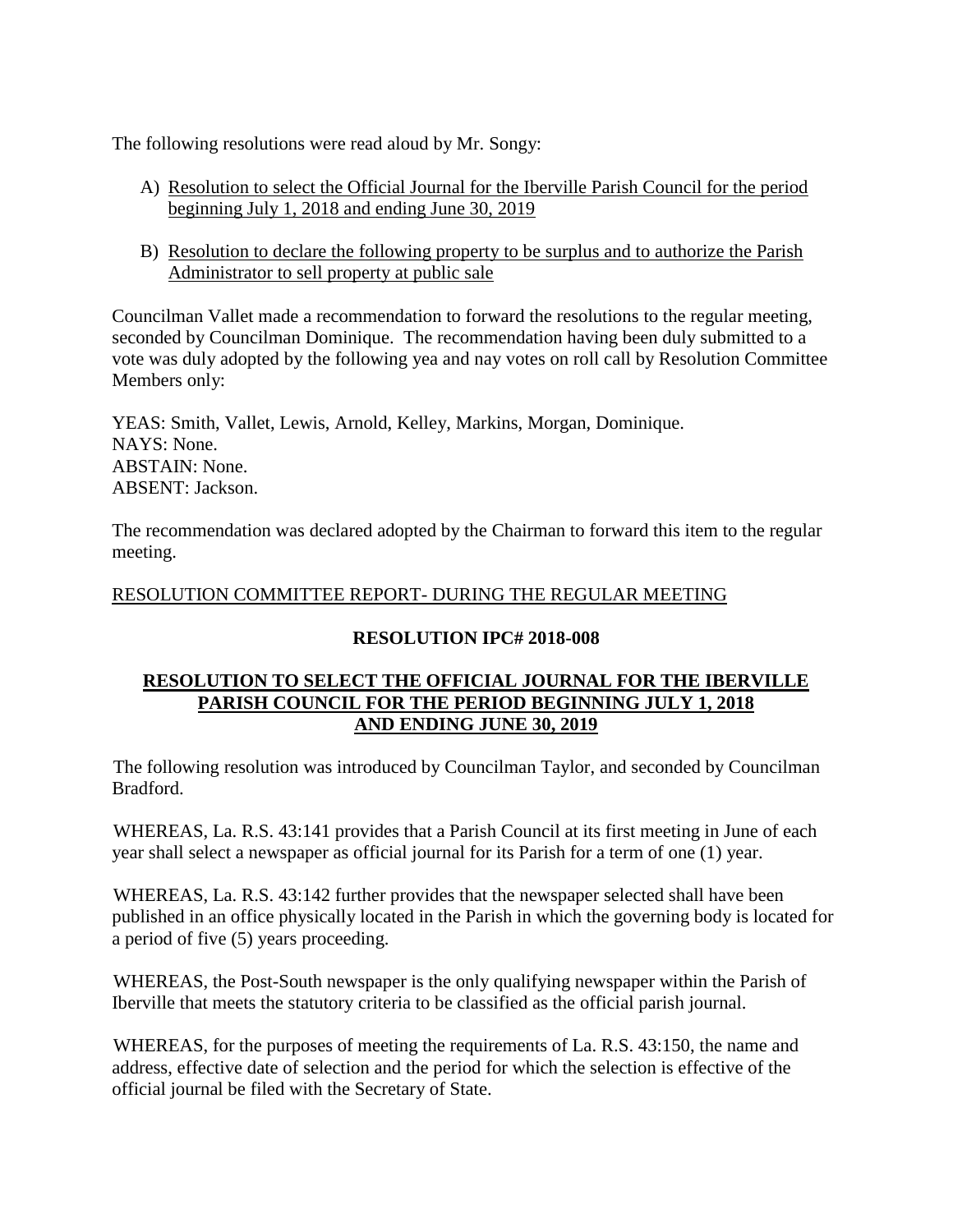The following resolutions were read aloud by Mr. Songy:

A) Resolution to select the Official Journal for the Iberville Parish Council for the period beginning July 1, 2018 and ending June 30, 2019

B) Resolution to declare the following property to be surplus and to authorize the Parish Administrator to sell property at public sale

Councilman Vallet made a recommendation to forward the resolutions to the regular meeting, seconded by Councilman Dominique. The recommendation having been duly submitted to a vote was duly adopted by the following yea and nay votes on roll call by Resolution Committee Members only:

YEAS: Smith, Vallet, Lewis, Arnold, Kelley, Markins, Morgan, Dominique.
NAYS: None.
ABSTAIN: None.
ABSENT: Jackson.

The recommendation was declared adopted by the Chairman to forward this item to the regular meeting.

RESOLUTION COMMITTEE REPORT- DURING THE REGULAR MEETING

**RESOLUTION IPC# 2018-008**

**RESOLUTION TO SELECT THE OFFICIAL JOURNAL FOR THE IBERVILLE PARISH COUNCIL FOR THE PERIOD BEGINNING JULY 1, 2018 AND ENDING JUNE 30, 2019**

The following resolution was introduced by Councilman Taylor, and seconded by Councilman Bradford.

WHEREAS, La. R.S. 43:141 provides that a Parish Council at its first meeting in June of each year shall select a newspaper as official journal for its Parish for a term of one (1) year.

WHEREAS, La. R.S. 43:142 further provides that the newspaper selected shall have been published in an office physically located in the Parish in which the governing body is located for a period of five (5) years proceeding.

WHEREAS, the Post-South newspaper is the only qualifying newspaper within the Parish of Iberville that meets the statutory criteria to be classified as the official parish journal.

WHEREAS, for the purposes of meeting the requirements of La. R.S. 43:150, the name and address, effective date of selection and the period for which the selection is effective of the official journal be filed with the Secretary of State.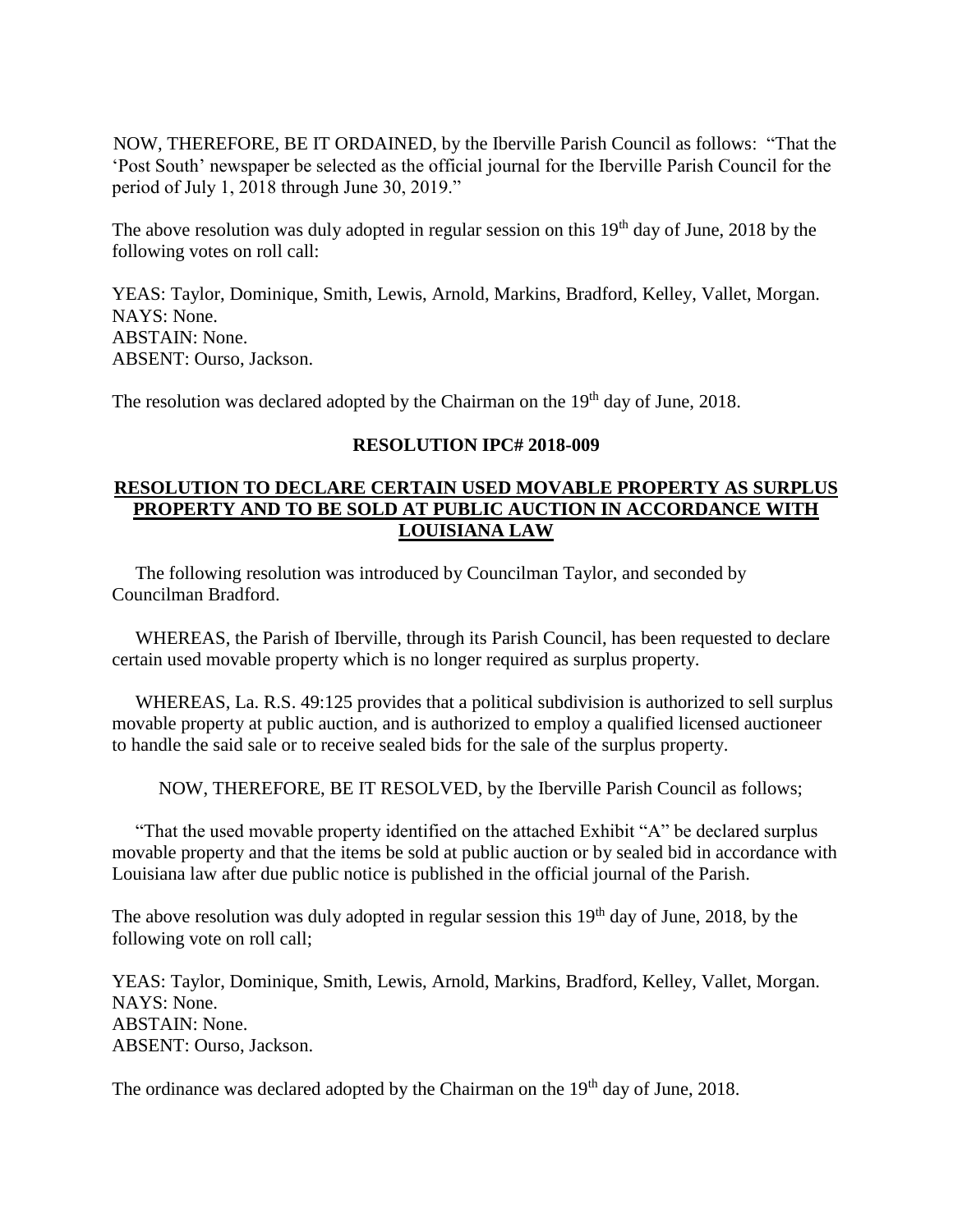NOW, THEREFORE, BE IT ORDAINED, by the Iberville Parish Council as follows: "That the 'Post South' newspaper be selected as the official journal for the Iberville Parish Council for the period of July 1, 2018 through June 30, 2019."

The above resolution was duly adopted in regular session on this 19th day of June, 2018 by the following votes on roll call:

YEAS: Taylor, Dominique, Smith, Lewis, Arnold, Markins, Bradford, Kelley, Vallet, Morgan.
NAYS: None.
ABSTAIN: None.
ABSENT: Ourso, Jackson.

The resolution was declared adopted by the Chairman on the 19th day of June, 2018.

**RESOLUTION IPC# 2018-009**

**RESOLUTION TO DECLARE CERTAIN USED MOVABLE PROPERTY AS SURPLUS PROPERTY AND TO BE SOLD AT PUBLIC AUCTION IN ACCORDANCE WITH LOUISIANA LAW**

The following resolution was introduced by Councilman Taylor, and seconded by Councilman Bradford.

WHEREAS, the Parish of Iberville, through its Parish Council, has been requested to declare certain used movable property which is no longer required as surplus property.

WHEREAS, La. R.S. 49:125 provides that a political subdivision is authorized to sell surplus movable property at public auction, and is authorized to employ a qualified licensed auctioneer to handle the said sale or to receive sealed bids for the sale of the surplus property.

NOW, THEREFORE, BE IT RESOLVED, by the Iberville Parish Council as follows;

"That the used movable property identified on the attached Exhibit "A" be declared surplus movable property and that the items be sold at public auction or by sealed bid in accordance with Louisiana law after due public notice is published in the official journal of the Parish.

The above resolution was duly adopted in regular session this 19th day of June, 2018, by the following vote on roll call;

YEAS: Taylor, Dominique, Smith, Lewis, Arnold, Markins, Bradford, Kelley, Vallet, Morgan.
NAYS: None.
ABSTAIN: None.
ABSENT: Ourso, Jackson.

The ordinance was declared adopted by the Chairman on the 19th day of June, 2018.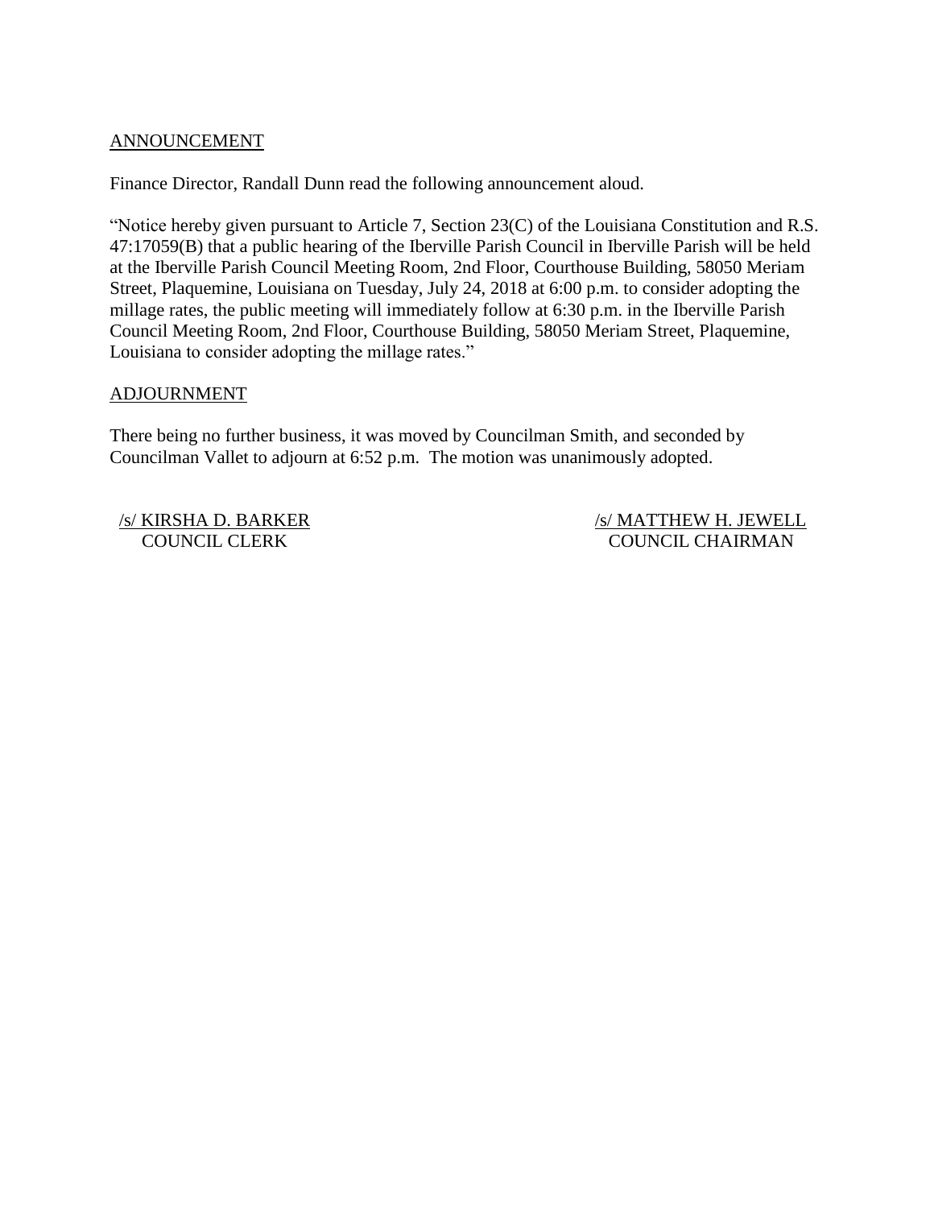ANNOUNCEMENT

Finance Director, Randall Dunn read the following announcement aloud.

"Notice hereby given pursuant to Article 7, Section 23(C) of the Louisiana Constitution and R.S. 47:17059(B) that a public hearing of the Iberville Parish Council in Iberville Parish will be held at the Iberville Parish Council Meeting Room, 2nd Floor, Courthouse Building, 58050 Meriam Street, Plaquemine, Louisiana on Tuesday, July 24, 2018 at 6:00 p.m. to consider adopting the millage rates, the public meeting will immediately follow at 6:30 p.m. in the Iberville Parish Council Meeting Room, 2nd Floor, Courthouse Building, 58050 Meriam Street, Plaquemine, Louisiana to consider adopting the millage rates."

ADJOURNMENT

There being no further business, it was moved by Councilman Smith, and seconded by Councilman Vallet to adjourn at 6:52 p.m. The motion was unanimously adopted.

/s/ KIRSHA D. BARKER
COUNCIL CLERK

/s/ MATTHEW H. JEWELL
COUNCIL CHAIRMAN